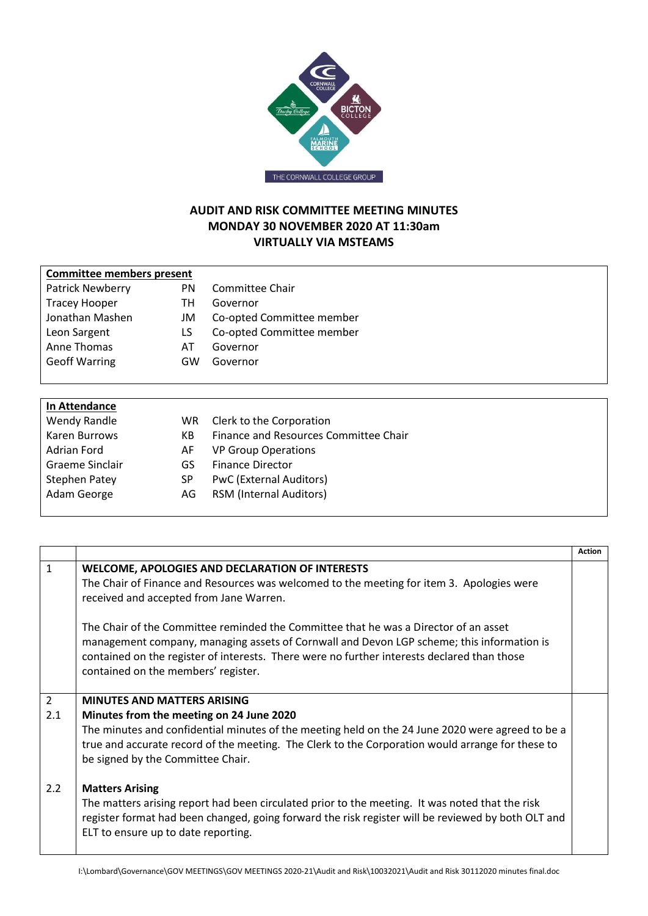# AUDIT AND RISK COMMITTEE MEETING MINUTES
# MONDAY 30 NOVEMBER 2020 AT 11:30am
# VIRTUALLY VIA MSTEAMS

| **Committee members present** | | |
|---|---|---|
| Patrick Newberry | PN | Committee Chair |
| Tracey Hooper | TH | Governor |
| Jonathan Mashen | JM | Co-opted Committee member |
| Leon Sargent | LS | Co-opted Committee member |
| Anne Thomas | AT | Governor |
| Geoff Warring | GW | Governor |

| **In Attendance** | | |
|---|---|---|
| Wendy Randle | WR | Clerk to the Corporation |
| Karen Burrows | KB | Finance and Resources Committee Chair |
| Adrian Ford | AF | VP Group Operations |
| Graeme Sinclair | GS | Finance Director |
| Stephen Patey | SP | PwC (External Auditors) |
| Adam George | AG | RSM (Internal Auditors) |

| | | Action |
|---|---|---|
| 1 | **WELCOME, APOLOGIES AND DECLARATION OF INTERESTS**<br>The Chair of Finance and Resources was welcomed to the meeting for item 3. Apologies were received and accepted from Jane Warren.<br><br>The Chair of the Committee reminded the Committee that he was a Director of an asset management company, managing assets of Cornwall and Devon LGP scheme; this information is contained on the register of interests. There were no further interests declared than those contained on the members' register. | |
| 2 | **MINUTES AND MATTERS ARISING** | |
| 2.1 | **Minutes from the meeting on 24 June 2020**<br>The minutes and confidential minutes of the meeting held on the 24 June 2020 were agreed to be a true and accurate record of the meeting. The Clerk to the Corporation would arrange for these to be signed by the Committee Chair. | |
| 2.2 | **Matters Arising**<br>The matters arising report had been circulated prior to the meeting. It was noted that the risk register format had been changed, going forward the risk register will be reviewed by both OLT and ELT to ensure up to date reporting. | |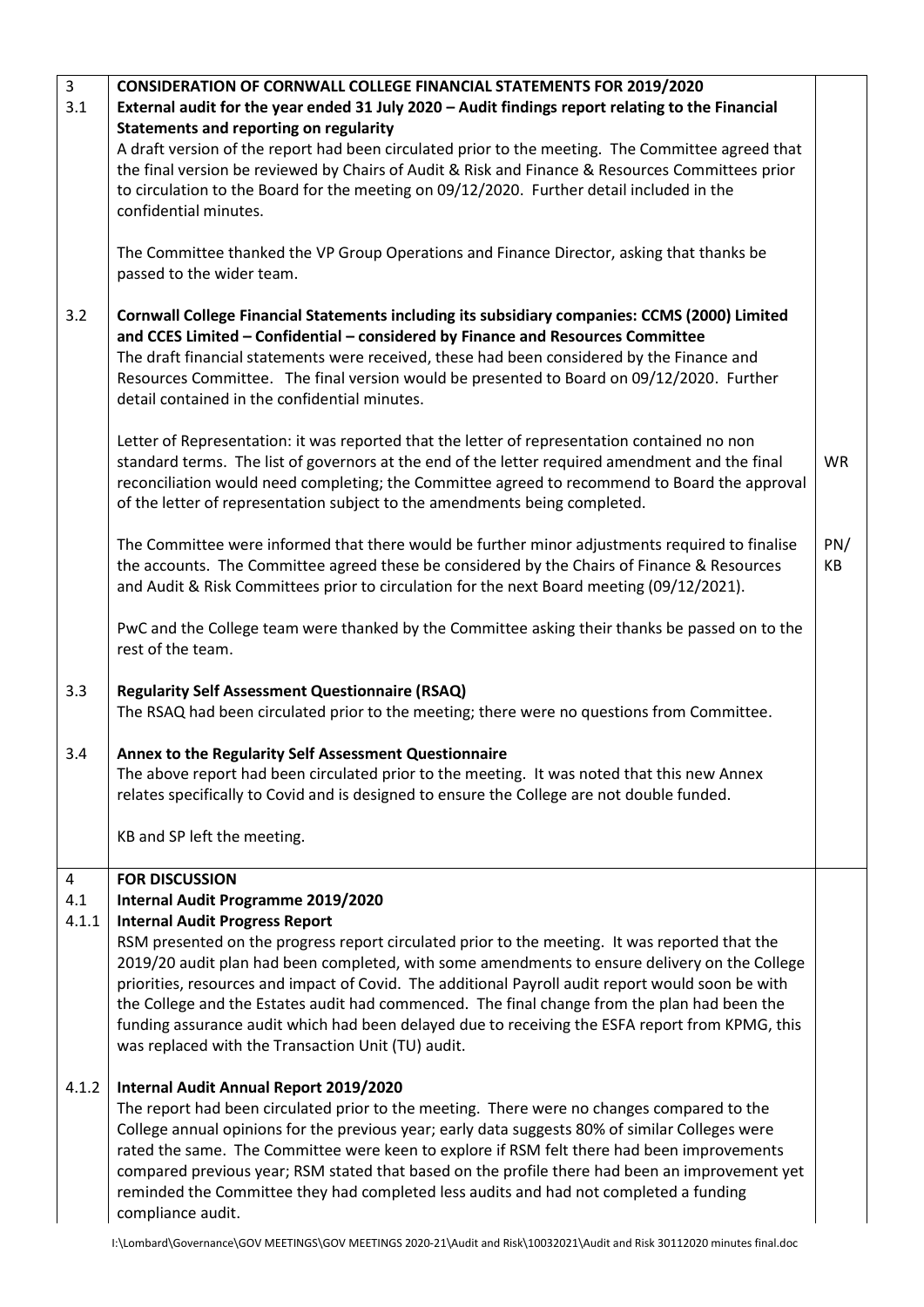| | | |
|---|---|---|
| 3<br>3.1 | **CONSIDERATION OF CORNWALL COLLEGE FINANCIAL STATEMENTS FOR 2019/2020**<br>**External audit for the year ended 31 July 2020 – Audit findings report relating to the Financial Statements and reporting on regularity**<br>A draft version of the report had been circulated prior to the meeting. The Committee agreed that the final version be reviewed by Chairs of Audit & Risk and Finance & Resources Committees prior to circulation to the Board for the meeting on 09/12/2020. Further detail included in the confidential minutes.<br><br>The Committee thanked the VP Group Operations and Finance Director, asking that thanks be passed to the wider team. | |
| 3.2 | **Cornwall College Financial Statements including its subsidiary companies: CCMS (2000) Limited and CCES Limited – Confidential – considered by Finance and Resources Committee**<br>The draft financial statements were received, these had been considered by the Finance and Resources Committee. The final version would be presented to Board on 09/12/2020. Further detail contained in the confidential minutes.<br><br>Letter of Representation: it was reported that the letter of representation contained no non standard terms. The list of governors at the end of the letter required amendment and the final reconciliation would need completing; the Committee agreed to recommend to Board the approval of the letter of representation subject to the amendments being completed.<br><br>The Committee were informed that there would be further minor adjustments required to finalise the accounts. The Committee agreed these be considered by the Chairs of Finance & Resources and Audit & Risk Committees prior to circulation for the next Board meeting (09/12/2021).<br><br>PwC and the College team were thanked by the Committee asking their thanks be passed on to the rest of the team. | WR<br><br>PN/<br>KB |
| 3.3 | **Regularity Self Assessment Questionnaire (RSAQ)**<br>The RSAQ had been circulated prior to the meeting; there were no questions from Committee. | |
| 3.4 | **Annex to the Regularity Self Assessment Questionnaire**<br>The above report had been circulated prior to the meeting. It was noted that this new Annex relates specifically to Covid and is designed to ensure the College are not double funded.<br><br>KB and SP left the meeting. | |
| 4<br>4.1<br>4.1.1 | **FOR DISCUSSION**<br>**Internal Audit Programme 2019/2020**<br>**Internal Audit Progress Report**<br>RSM presented on the progress report circulated prior to the meeting. It was reported that the 2019/20 audit plan had been completed, with some amendments to ensure delivery on the College priorities, resources and impact of Covid. The additional Payroll audit report would soon be with the College and the Estates audit had commenced. The final change from the plan had been the funding assurance audit which had been delayed due to receiving the ESFA report from KPMG, this was replaced with the Transaction Unit (TU) audit. | |
| 4.1.2 | **Internal Audit Annual Report 2019/2020**<br>The report had been circulated prior to the meeting. There were no changes compared to the College annual opinions for the previous year; early data suggests 80% of similar Colleges were rated the same. The Committee were keen to explore if RSM felt there had been improvements compared previous year; RSM stated that based on the profile there had been an improvement yet reminded the Committee they had completed less audits and had not completed a funding compliance audit. | |

I:\Lombard\Governance\GOV MEETINGS\GOV MEETINGS 2020-21\Audit and Risk\10032021\Audit and Risk 30112020 minutes final.doc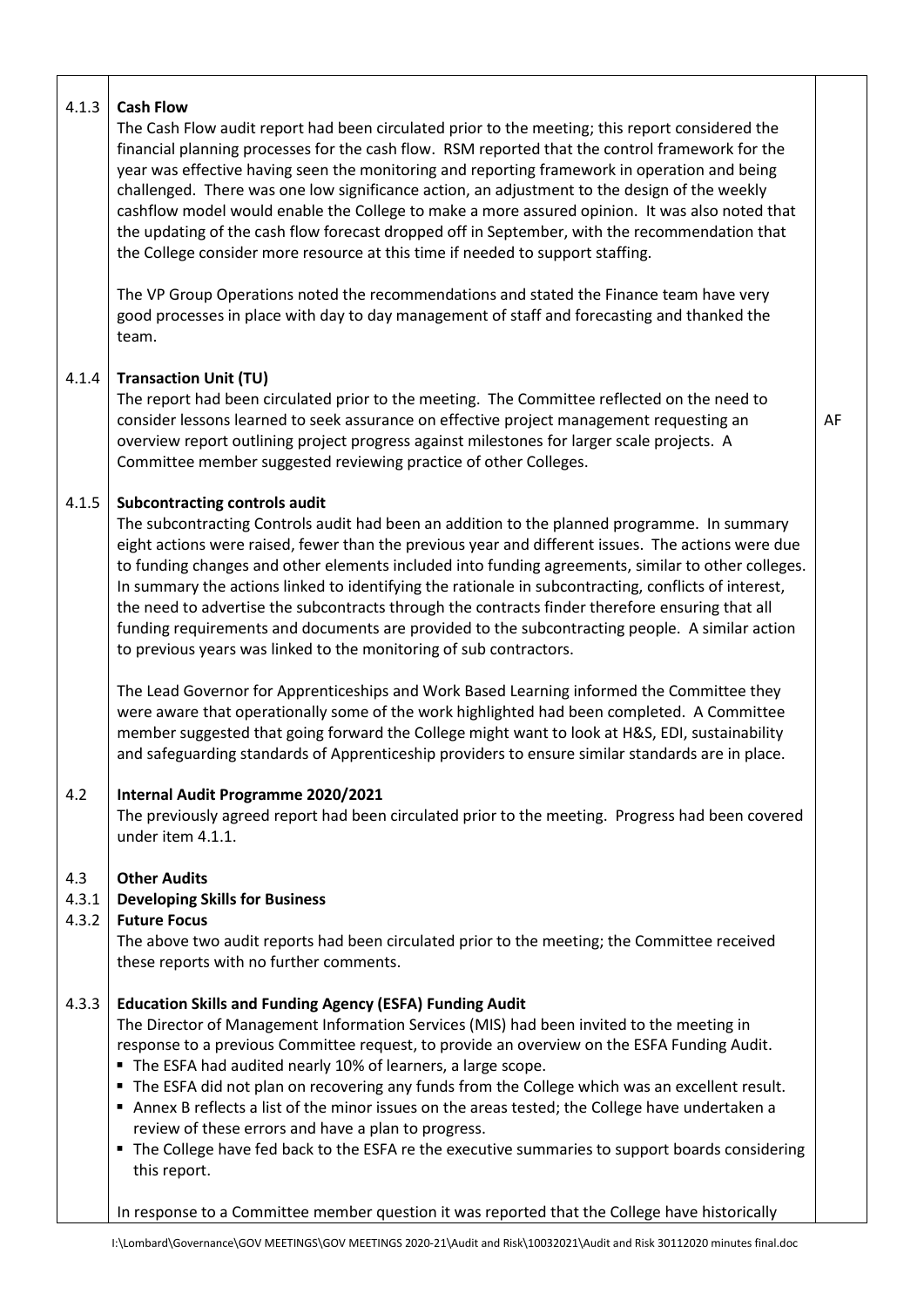| | | |
|---|---|---|
| 4.1.3 | **Cash Flow**<br>The Cash Flow audit report had been circulated prior to the meeting; this report considered the financial planning processes for the cash flow. RSM reported that the control framework for the year was effective having seen the monitoring and reporting framework in operation and being challenged. There was one low significance action, an adjustment to the design of the weekly cashflow model would enable the College to make a more assured opinion. It was also noted that the updating of the cash flow forecast dropped off in September, with the recommendation that the College consider more resource at this time if needed to support staffing.<br><br>The VP Group Operations noted the recommendations and stated the Finance team have very good processes in place with day to day management of staff and forecasting and thanked the team. | |
| 4.1.4 | **Transaction Unit (TU)**<br>The report had been circulated prior to the meeting. The Committee reflected on the need to consider lessons learned to seek assurance on effective project management requesting an overview report outlining project progress against milestones for larger scale projects. A Committee member suggested reviewing practice of other Colleges. | AF |
| 4.1.5 | **Subcontracting controls audit**<br>The subcontracting Controls audit had been an addition to the planned programme. In summary eight actions were raised, fewer than the previous year and different issues. The actions were due to funding changes and other elements included into funding agreements, similar to other colleges. In summary the actions linked to identifying the rationale in subcontracting, conflicts of interest, the need to advertise the subcontracts through the contracts finder therefore ensuring that all funding requirements and documents are provided to the subcontracting people. A similar action to previous years was linked to the monitoring of sub contractors.<br><br>The Lead Governor for Apprenticeships and Work Based Learning informed the Committee they were aware that operationally some of the work highlighted had been completed. A Committee member suggested that going forward the College might want to look at H&S, EDI, sustainability and safeguarding standards of Apprenticeship providers to ensure similar standards are in place. | |
| 4.2 | **Internal Audit Programme 2020/2021**<br>The previously agreed report had been circulated prior to the meeting. Progress had been covered under item 4.1.1. | |
| 4.3<br>4.3.1<br>4.3.2 | **Other Audits**<br>**Developing Skills for Business**<br>**Future Focus**<br>The above two audit reports had been circulated prior to the meeting; the Committee received these reports with no further comments. | |
| 4.3.3 | **Education Skills and Funding Agency (ESFA) Funding Audit**<br>The Director of Management Information Services (MIS) had been invited to the meeting in response to a previous Committee request, to provide an overview on the ESFA Funding Audit.<br>▪ The ESFA had audited nearly 10% of learners, a large scope.<br>▪ The ESFA did not plan on recovering any funds from the College which was an excellent result.<br>▪ Annex B reflects a list of the minor issues on the areas tested; the College have undertaken a review of these errors and have a plan to progress.<br>▪ The College have fed back to the ESFA re the executive summaries to support boards considering this report.<br><br>In response to a Committee member question it was reported that the College have historically | |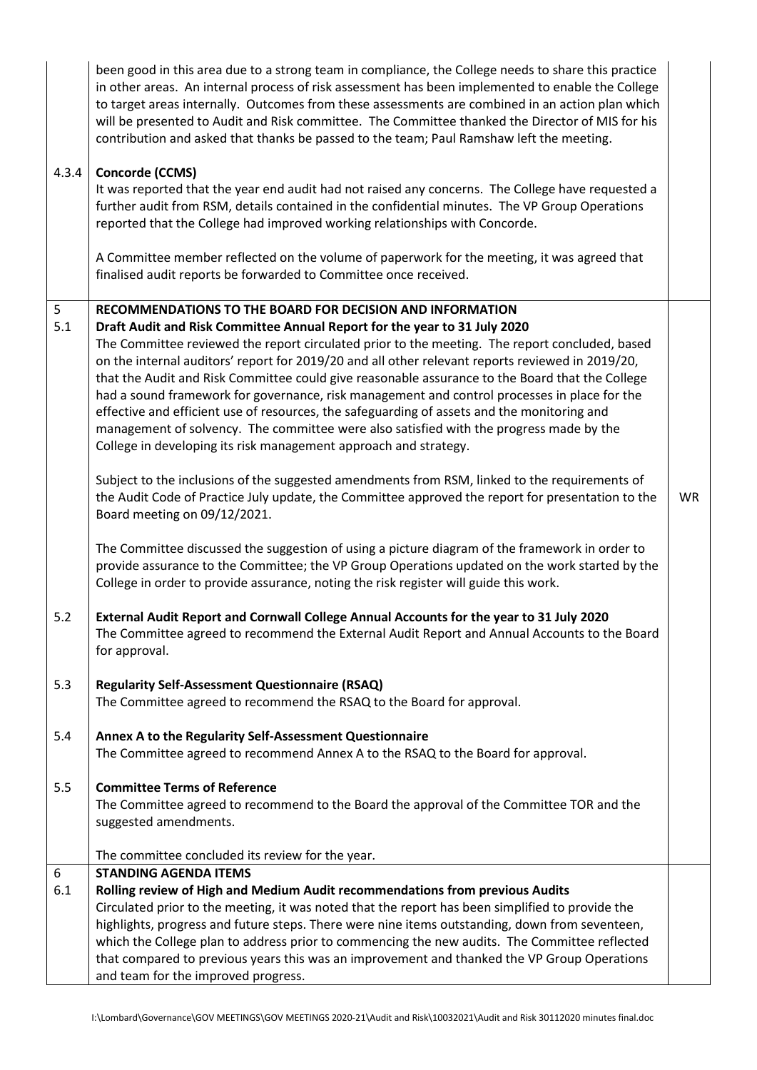| | | |
|---|---|---|
| | been good in this area due to a strong team in compliance, the College needs to share this practice in other areas. An internal process of risk assessment has been implemented to enable the College to target areas internally. Outcomes from these assessments are combined in an action plan which will be presented to Audit and Risk committee. The Committee thanked the Director of MIS for his contribution and asked that thanks be passed to the team; Paul Ramshaw left the meeting. | |
| 4.3.4 | **Concorde (CCMS)**<br>It was reported that the year end audit had not raised any concerns. The College have requested a further audit from RSM, details contained in the confidential minutes. The VP Group Operations reported that the College had improved working relationships with Concorde.<br><br>A Committee member reflected on the volume of paperwork for the meeting, it was agreed that finalised audit reports be forwarded to Committee once received. | |
| 5<br>5.1 | **RECOMMENDATIONS TO THE BOARD FOR DECISION AND INFORMATION**<br>**Draft Audit and Risk Committee Annual Report for the year to 31 July 2020**<br>The Committee reviewed the report circulated prior to the meeting. The report concluded, based on the internal auditors' report for 2019/20 and all other relevant reports reviewed in 2019/20, that the Audit and Risk Committee could give reasonable assurance to the Board that the College had a sound framework for governance, risk management and control processes in place for the effective and efficient use of resources, the safeguarding of assets and the monitoring and management of solvency. The committee were also satisfied with the progress made by the College in developing its risk management approach and strategy.<br><br>Subject to the inclusions of the suggested amendments from RSM, linked to the requirements of the Audit Code of Practice July update, the Committee approved the report for presentation to the Board meeting on 09/12/2021.<br><br>The Committee discussed the suggestion of using a picture diagram of the framework in order to provide assurance to the Committee; the VP Group Operations updated on the work started by the College in order to provide assurance, noting the risk register will guide this work. | WR |
| 5.2 | **External Audit Report and Cornwall College Annual Accounts for the year to 31 July 2020**<br>The Committee agreed to recommend the External Audit Report and Annual Accounts to the Board for approval. | |
| 5.3 | **Regularity Self-Assessment Questionnaire (RSAQ)**<br>The Committee agreed to recommend the RSAQ to the Board for approval. | |
| 5.4 | **Annex A to the Regularity Self-Assessment Questionnaire**<br>The Committee agreed to recommend Annex A to the RSAQ to the Board for approval. | |
| 5.5 | **Committee Terms of Reference**<br>The Committee agreed to recommend to the Board the approval of the Committee TOR and the suggested amendments.<br><br>The committee concluded its review for the year. | |
| 6<br>6.1 | **STANDING AGENDA ITEMS**<br>**Rolling review of High and Medium Audit recommendations from previous Audits**<br>Circulated prior to the meeting, it was noted that the report has been simplified to provide the highlights, progress and future steps. There were nine items outstanding, down from seventeen, which the College plan to address prior to commencing the new audits. The Committee reflected that compared to previous years this was an improvement and thanked the VP Group Operations and team for the improved progress. | |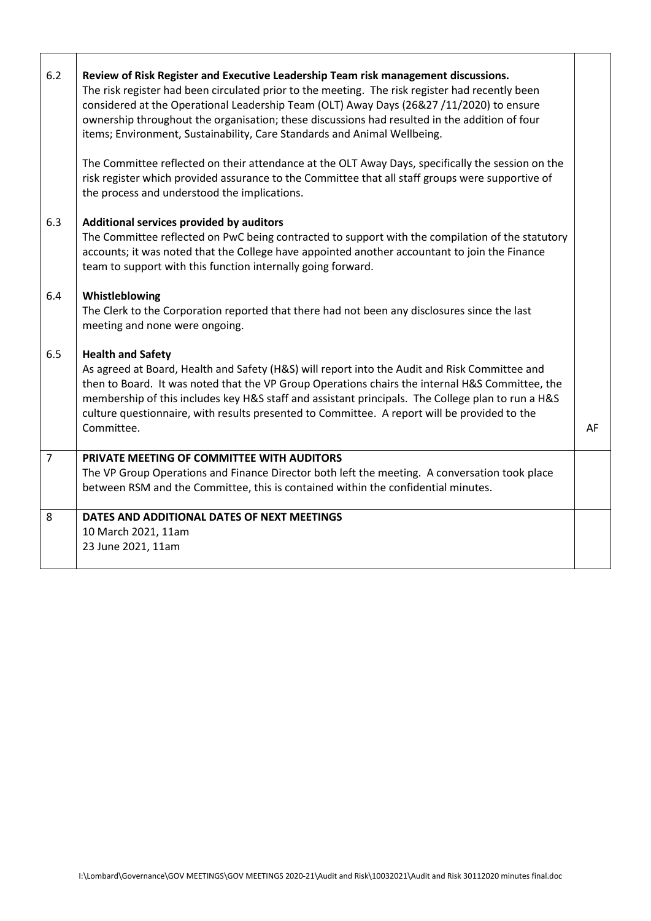| | | |
|---|---|---|
| 6.2 | **Review of Risk Register and Executive Leadership Team risk management discussions.**<br>The risk register had been circulated prior to the meeting. The risk register had recently been considered at the Operational Leadership Team (OLT) Away Days (26&27 /11/2020) to ensure ownership throughout the organisation; these discussions had resulted in the addition of four items; Environment, Sustainability, Care Standards and Animal Wellbeing.<br><br>The Committee reflected on their attendance at the OLT Away Days, specifically the session on the risk register which provided assurance to the Committee that all staff groups were supportive of the process and understood the implications. | |
| 6.3 | **Additional services provided by auditors**<br>The Committee reflected on PwC being contracted to support with the compilation of the statutory accounts; it was noted that the College have appointed another accountant to join the Finance team to support with this function internally going forward. | |
| 6.4 | **Whistleblowing**<br>The Clerk to the Corporation reported that there had not been any disclosures since the last meeting and none were ongoing. | |
| 6.5 | **Health and Safety**<br>As agreed at Board, Health and Safety (H&S) will report into the Audit and Risk Committee and then to Board. It was noted that the VP Group Operations chairs the internal H&S Committee, the membership of this includes key H&S staff and assistant principals. The College plan to run a H&S culture questionnaire, with results presented to Committee. A report will be provided to the Committee. | AF |
| 7 | **PRIVATE MEETING OF COMMITTEE WITH AUDITORS**<br>The VP Group Operations and Finance Director both left the meeting. A conversation took place between RSM and the Committee, this is contained within the confidential minutes. | |
| 8 | **DATES AND ADDITIONAL DATES OF NEXT MEETINGS**<br>10 March 2021, 11am<br>23 June 2021, 11am | |

I:\Lombard\Governance\GOV MEETINGS\GOV MEETINGS 2020-21\Audit and Risk\10032021\Audit and Risk 30112020 minutes final.doc